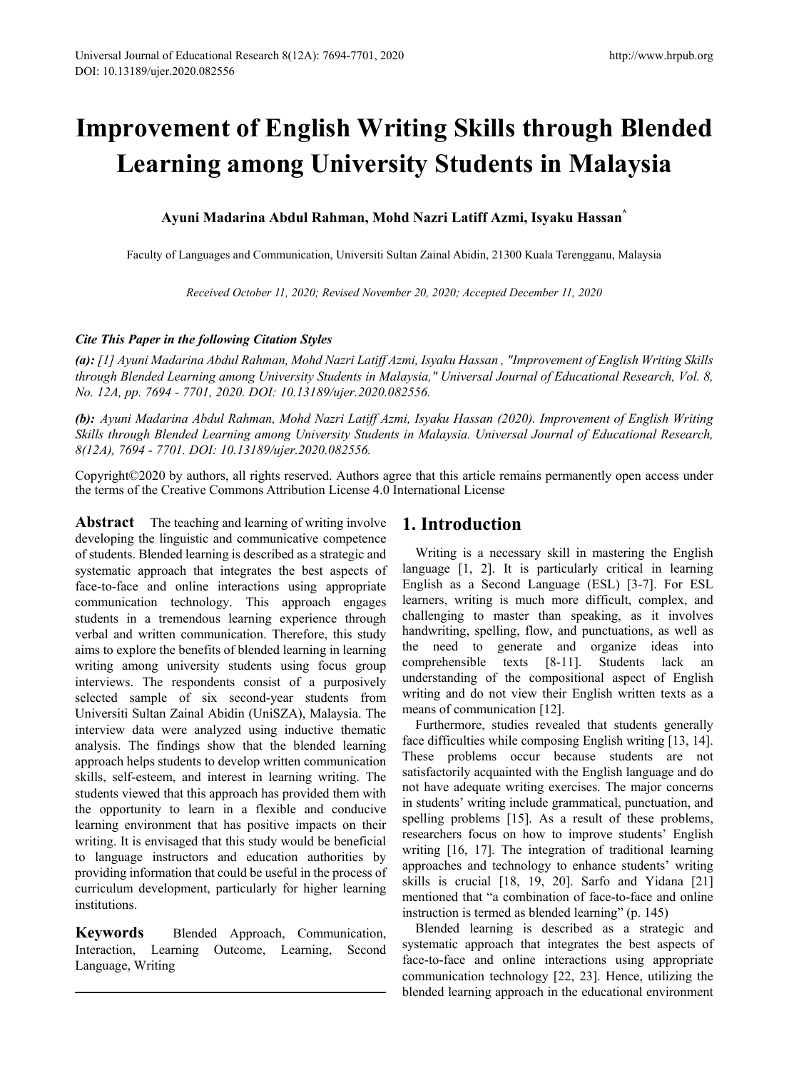# Improvement of English Writing Skills through Blended Learning among University Students in Malaysia

**Ayuni Madarina Abdul Rahman, Mohd Nazri Latiff Azmi, Isyaku Hassan***

Faculty of Languages and Communication, Universiti Sultan Zainal Abidin, 21300 Kuala Terengganu, Malaysia

*Received October 11, 2020; Revised November 20, 2020; Accepted December 11, 2020*

***Cite This Paper in the following Citation Styles***

***(a):*** *[1] Ayuni Madarina Abdul Rahman, Mohd Nazri Latiff Azmi, Isyaku Hassan , "Improvement of English Writing Skills through Blended Learning among University Students in Malaysia," Universal Journal of Educational Research, Vol. 8, No. 12A, pp. 7694 - 7701, 2020. DOI: 10.13189/ujer.2020.082556.*

***(b):*** *Ayuni Madarina Abdul Rahman, Mohd Nazri Latiff Azmi, Isyaku Hassan (2020). Improvement of English Writing Skills through Blended Learning among University Students in Malaysia. Universal Journal of Educational Research, 8(12A), 7694 - 7701. DOI: 10.13189/ujer.2020.082556.*

Copyright©2020 by authors, all rights reserved. Authors agree that this article remains permanently open access under the terms of the Creative Commons Attribution License 4.0 International License

**Abstract** The teaching and learning of writing involve developing the linguistic and communicative competence of students. Blended learning is described as a strategic and systematic approach that integrates the best aspects of face-to-face and online interactions using appropriate communication technology. This approach engages students in a tremendous learning experience through verbal and written communication. Therefore, this study aims to explore the benefits of blended learning in learning writing among university students using focus group interviews. The respondents consist of a purposively selected sample of six second-year students from Universiti Sultan Zainal Abidin (UniSZA), Malaysia. The interview data were analyzed using inductive thematic analysis. The findings show that the blended learning approach helps students to develop written communication skills, self-esteem, and interest in learning writing. The students viewed that this approach has provided them with the opportunity to learn in a flexible and conducive learning environment that has positive impacts on their writing. It is envisaged that this study would be beneficial to language instructors and education authorities by providing information that could be useful in the process of curriculum development, particularly for higher learning institutions.

**Keywords** Blended Approach, Communication, Interaction, Learning Outcome, Learning, Second Language, Writing

## 1. Introduction

Writing is a necessary skill in mastering the English language [1, 2]. It is particularly critical in learning English as a Second Language (ESL) [3-7]. For ESL learners, writing is much more difficult, complex, and challenging to master than speaking, as it involves handwriting, spelling, flow, and punctuations, as well as the need to generate and organize ideas into comprehensible texts [8-11]. Students lack an understanding of the compositional aspect of English writing and do not view their English written texts as a means of communication [12].

Furthermore, studies revealed that students generally face difficulties while composing English writing [13, 14]. These problems occur because students are not satisfactorily acquainted with the English language and do not have adequate writing exercises. The major concerns in students' writing include grammatical, punctuation, and spelling problems [15]. As a result of these problems, researchers focus on how to improve students' English writing [16, 17]. The integration of traditional learning approaches and technology to enhance students' writing skills is crucial [18, 19, 20]. Sarfo and Yidana [21] mentioned that "a combination of face-to-face and online instruction is termed as blended learning" (p. 145)

Blended learning is described as a strategic and systematic approach that integrates the best aspects of face-to-face and online interactions using appropriate communication technology [22, 23]. Hence, utilizing the blended learning approach in the educational environment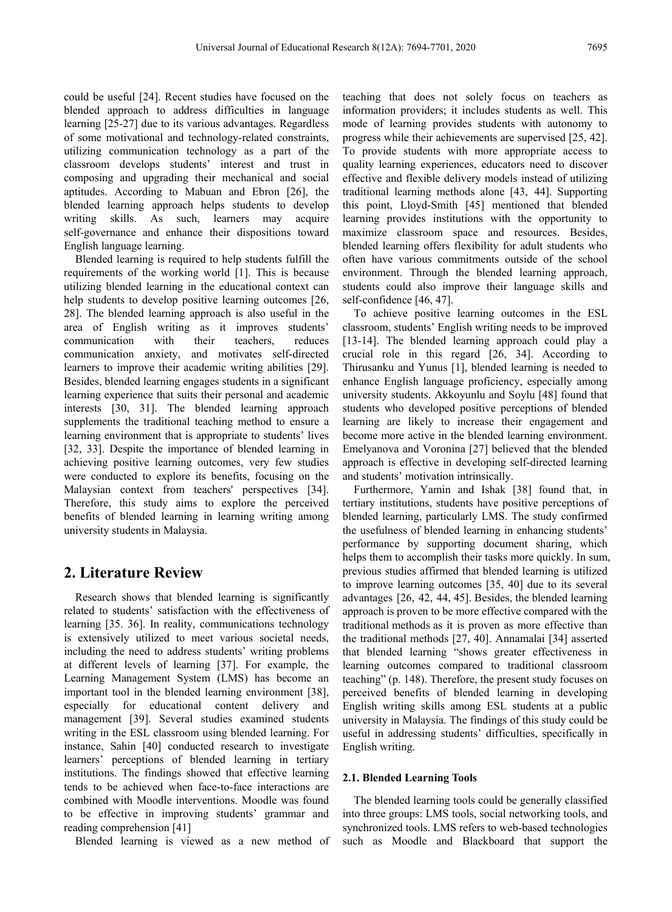could be useful [24]. Recent studies have focused on the blended approach to address difficulties in language learning [25-27] due to its various advantages. Regardless of some motivational and technology-related constraints, utilizing communication technology as a part of the classroom develops students' interest and trust in composing and upgrading their mechanical and social aptitudes. According to Mabuan and Ebron [26], the blended learning approach helps students to develop writing skills. As such, learners may acquire self-governance and enhance their dispositions toward English language learning.

Blended learning is required to help students fulfill the requirements of the working world [1]. This is because utilizing blended learning in the educational context can help students to develop positive learning outcomes [26, 28]. The blended learning approach is also useful in the area of English writing as it improves students' communication with their teachers, reduces communication anxiety, and motivates self-directed learners to improve their academic writing abilities [29]. Besides, blended learning engages students in a significant learning experience that suits their personal and academic interests [30, 31]. The blended learning approach supplements the traditional teaching method to ensure a learning environment that is appropriate to students' lives [32, 33]. Despite the importance of blended learning in achieving positive learning outcomes, very few studies were conducted to explore its benefits, focusing on the Malaysian context from teachers' perspectives [34]. Therefore, this study aims to explore the perceived benefits of blended learning in learning writing among university students in Malaysia.

## 2. Literature Review

Research shows that blended learning is significantly related to students' satisfaction with the effectiveness of learning [35. 36]. In reality, communications technology is extensively utilized to meet various societal needs, including the need to address students' writing problems at different levels of learning [37]. For example, the Learning Management System (LMS) has become an important tool in the blended learning environment [38], especially for educational content delivery and management [39]. Several studies examined students writing in the ESL classroom using blended learning. For instance, Sahin [40] conducted research to investigate learners' perceptions of blended learning in tertiary institutions. The findings showed that effective learning tends to be achieved when face-to-face interactions are combined with Moodle interventions. Moodle was found to be effective in improving students' grammar and reading comprehension [41]

Blended learning is viewed as a new method of teaching that does not solely focus on teachers as information providers; it includes students as well. This mode of learning provides students with autonomy to progress while their achievements are supervised [25, 42]. To provide students with more appropriate access to quality learning experiences, educators need to discover effective and flexible delivery models instead of utilizing traditional learning methods alone [43, 44]. Supporting this point, Lloyd-Smith [45] mentioned that blended learning provides institutions with the opportunity to maximize classroom space and resources. Besides, blended learning offers flexibility for adult students who often have various commitments outside of the school environment. Through the blended learning approach, students could also improve their language skills and self-confidence [46, 47].

To achieve positive learning outcomes in the ESL classroom, students' English writing needs to be improved [13-14]. The blended learning approach could play a crucial role in this regard [26, 34]. According to Thirusanku and Yunus [1], blended learning is needed to enhance English language proficiency, especially among university students. Akkoyunlu and Soylu [48] found that students who developed positive perceptions of blended learning are likely to increase their engagement and become more active in the blended learning environment. Emelyanova and Voronina [27] believed that the blended approach is effective in developing self-directed learning and students' motivation intrinsically.

Furthermore, Yamin and Ishak [38] found that, in tertiary institutions, students have positive perceptions of blended learning, particularly LMS. The study confirmed the usefulness of blended learning in enhancing students' performance by supporting document sharing, which helps them to accomplish their tasks more quickly. In sum, previous studies affirmed that blended learning is utilized to improve learning outcomes [35, 40] due to its several advantages [26, 42, 44, 45]. Besides, the blended learning approach is proven to be more effective compared with the traditional methods as it is proven as more effective than the traditional methods [27, 40]. Annamalai [34] asserted that blended learning "shows greater effectiveness in learning outcomes compared to traditional classroom teaching" (p. 148). Therefore, the present study focuses on perceived benefits of blended learning in developing English writing skills among ESL students at a public university in Malaysia. The findings of this study could be useful in addressing students' difficulties, specifically in English writing.

### 2.1. Blended Learning Tools

The blended learning tools could be generally classified into three groups: LMS tools, social networking tools, and synchronized tools. LMS refers to web-based technologies such as Moodle and Blackboard that support the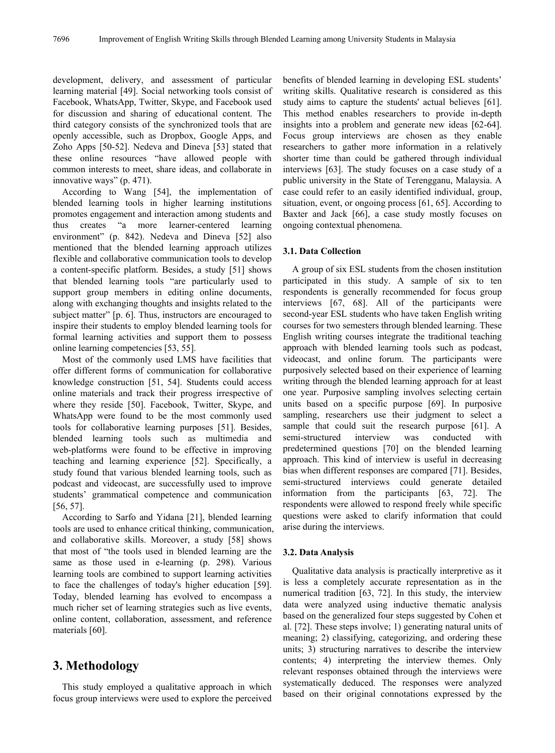development, delivery, and assessment of particular learning material [49]. Social networking tools consist of Facebook, WhatsApp, Twitter, Skype, and Facebook used for discussion and sharing of educational content. The third category consists of the synchronized tools that are openly accessible, such as Dropbox, Google Apps, and Zoho Apps [50-52]. Nedeva and Dineva [53] stated that these online resources "have allowed people with common interests to meet, share ideas, and collaborate in innovative ways" (p. 471).

According to Wang [54], the implementation of blended learning tools in higher learning institutions promotes engagement and interaction among students and thus creates "a more learner-centered learning environment" (p. 842). Nedeva and Dineva [52] also mentioned that the blended learning approach utilizes flexible and collaborative communication tools to develop a content-specific platform. Besides, a study [51] shows that blended learning tools "are particularly used to support group members in editing online documents, along with exchanging thoughts and insights related to the subject matter" [p. 6]. Thus, instructors are encouraged to inspire their students to employ blended learning tools for formal learning activities and support them to possess online learning competencies [53, 55].

Most of the commonly used LMS have facilities that offer different forms of communication for collaborative knowledge construction [51, 54]. Students could access online materials and track their progress irrespective of where they reside [50]. Facebook, Twitter, Skype, and WhatsApp were found to be the most commonly used tools for collaborative learning purposes [51]. Besides, blended learning tools such as multimedia and web-platforms were found to be effective in improving teaching and learning experience [52]. Specifically, a study found that various blended learning tools, such as podcast and videocast, are successfully used to improve students' grammatical competence and communication [56, 57].

According to Sarfo and Yidana [21], blended learning tools are used to enhance critical thinking, communication, and collaborative skills. Moreover, a study [58] shows that most of "the tools used in blended learning are the same as those used in e-learning (p. 298). Various learning tools are combined to support learning activities to face the challenges of today's higher education [59]. Today, blended learning has evolved to encompass a much richer set of learning strategies such as live events, online content, collaboration, assessment, and reference materials [60].

# 3. Methodology

This study employed a qualitative approach in which focus group interviews were used to explore the perceived benefits of blended learning in developing ESL students' writing skills. Qualitative research is considered as this study aims to capture the students' actual believes [61]. This method enables researchers to provide in-depth insights into a problem and generate new ideas [62-64]. Focus group interviews are chosen as they enable researchers to gather more information in a relatively shorter time than could be gathered through individual interviews [63]. The study focuses on a case study of a public university in the State of Terengganu, Malaysia. A case could refer to an easily identified individual, group, situation, event, or ongoing process [61, 65]. According to Baxter and Jack [66], a case study mostly focuses on ongoing contextual phenomena.

## 3.1. Data Collection

A group of six ESL students from the chosen institution participated in this study. A sample of six to ten respondents is generally recommended for focus group interviews [67, 68]. All of the participants were second-year ESL students who have taken English writing courses for two semesters through blended learning. These English writing courses integrate the traditional teaching approach with blended learning tools such as podcast, videocast, and online forum. The participants were purposively selected based on their experience of learning writing through the blended learning approach for at least one year. Purposive sampling involves selecting certain units based on a specific purpose [69]. In purposive sampling, researchers use their judgment to select a sample that could suit the research purpose [61]. A semi-structured interview was conducted with predetermined questions [70] on the blended learning approach. This kind of interview is useful in decreasing bias when different responses are compared [71]. Besides, semi-structured interviews could generate detailed information from the participants [63, 72]. The respondents were allowed to respond freely while specific questions were asked to clarify information that could arise during the interviews.

## 3.2. Data Analysis

Qualitative data analysis is practically interpretive as it is less a completely accurate representation as in the numerical tradition [63, 72]. In this study, the interview data were analyzed using inductive thematic analysis based on the generalized four steps suggested by Cohen et al. [72]. These steps involve; 1) generating natural units of meaning; 2) classifying, categorizing, and ordering these units; 3) structuring narratives to describe the interview contents; 4) interpreting the interview themes. Only relevant responses obtained through the interviews were systematically deduced. The responses were analyzed based on their original connotations expressed by the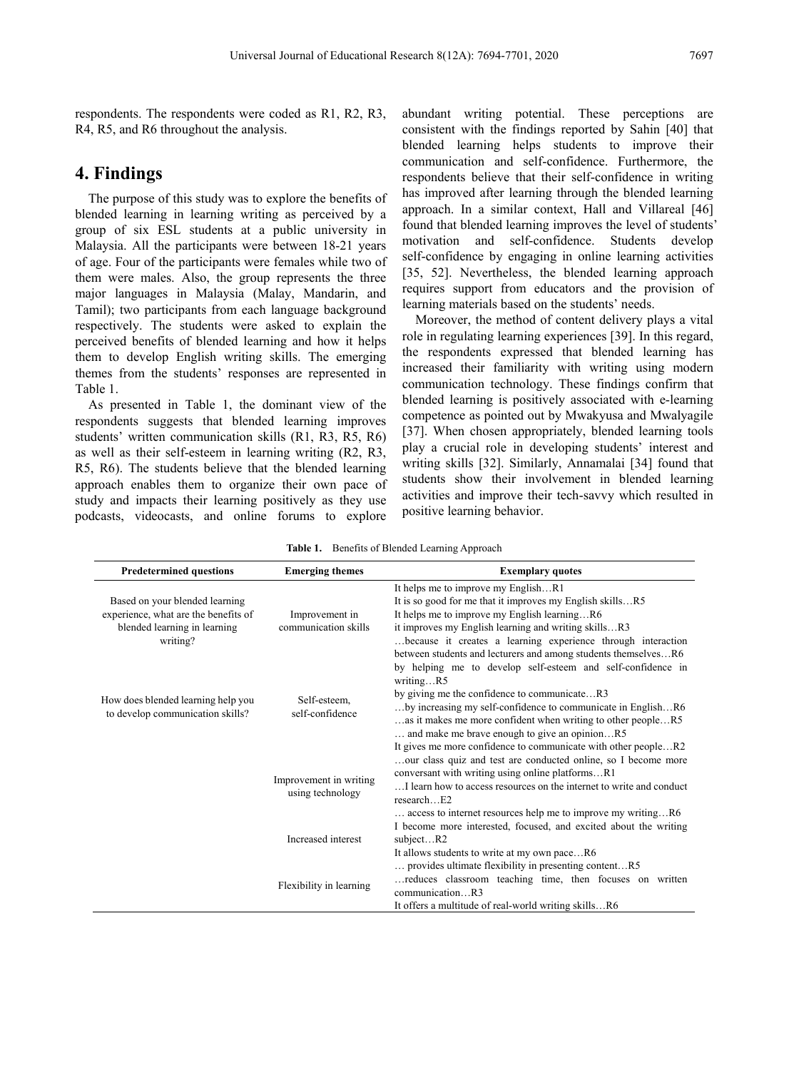respondents. The respondents were coded as R1, R2, R3, R4, R5, and R6 throughout the analysis.

# 4. Findings

The purpose of this study was to explore the benefits of blended learning in learning writing as perceived by a group of six ESL students at a public university in Malaysia. All the participants were between 18-21 years of age. Four of the participants were females while two of them were males. Also, the group represents the three major languages in Malaysia (Malay, Mandarin, and Tamil); two participants from each language background respectively. The students were asked to explain the perceived benefits of blended learning and how it helps them to develop English writing skills. The emerging themes from the students' responses are represented in Table 1.

As presented in Table 1, the dominant view of the respondents suggests that blended learning improves students' written communication skills (R1, R3, R5, R6) as well as their self-esteem in learning writing (R2, R3, R5, R6). The students believe that the blended learning approach enables them to organize their own pace of study and impacts their learning positively as they use podcasts, videocasts, and online forums to explore abundant writing potential. These perceptions are consistent with the findings reported by Sahin [40] that blended learning helps students to improve their communication and self-confidence. Furthermore, the respondents believe that their self-confidence in writing has improved after learning through the blended learning approach. In a similar context, Hall and Villareal [46] found that blended learning improves the level of students' motivation and self-confidence. Students develop self-confidence by engaging in online learning activities [35, 52]. Nevertheless, the blended learning approach requires support from educators and the provision of learning materials based on the students' needs.

Moreover, the method of content delivery plays a vital role in regulating learning experiences [39]. In this regard, the respondents expressed that blended learning has increased their familiarity with writing using modern communication technology. These findings confirm that blended learning is positively associated with e-learning competence as pointed out by Mwakyusa and Mwalyagile [37]. When chosen appropriately, blended learning tools play a crucial role in developing students' interest and writing skills [32]. Similarly, Annamalai [34] found that students show their involvement in blended learning activities and improve their tech-savvy which resulted in positive learning behavior.

**Table 1.** Benefits of Blended Learning Approach

| Predetermined questions | Emerging themes | Exemplary quotes |
|---|---|---|
| Based on your blended learning experience, what are the benefits of blended learning in learning writing? | Improvement in communication skills | It helps me to improve my English…R1<br>It is so good for me that it improves my English skills…R5<br>It helps me to improve my English learning…R6<br>it improves my English learning and writing skills…R3<br>…because it creates a learning experience through interaction between students and lecturers and among students themselves…R6 |
| How does blended learning help you to develop communication skills? | Self-esteem, self-confidence | by helping me to develop self-esteem and self-confidence in writing…R5<br>by giving me the confidence to communicate…R3<br>…by increasing my self-confidence to communicate in English…R6<br>…as it makes me more confident when writing to other people…R5<br>… and make me brave enough to give an opinion…R5<br>It gives me more confidence to communicate with other people…R2 |
| | Improvement in writing using technology | …our class quiz and test are conducted online, so I become more conversant with writing using online platforms…R1<br>…I learn how to access resources on the internet to write and conduct research…E2<br>… access to internet resources help me to improve my writing…R6 |
| | Increased interest | I become more interested, focused, and excited about the writing subject…R2 |
| | Flexibility in learning | It allows students to write at my own pace…R6<br>… provides ultimate flexibility in presenting content…R5<br>…reduces classroom teaching time, then focuses on written communication…R3<br>It offers a multitude of real-world writing skills…R6 |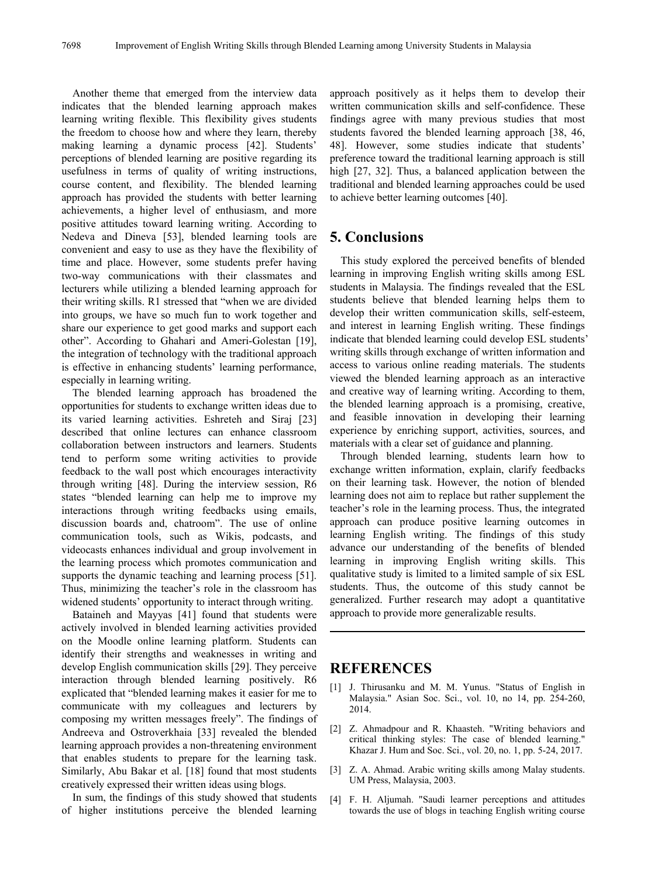Another theme that emerged from the interview data indicates that the blended learning approach makes learning writing flexible. This flexibility gives students the freedom to choose how and where they learn, thereby making learning a dynamic process [42]. Students' perceptions of blended learning are positive regarding its usefulness in terms of quality of writing instructions, course content, and flexibility. The blended learning approach has provided the students with better learning achievements, a higher level of enthusiasm, and more positive attitudes toward learning writing. According to Nedeva and Dineva [53], blended learning tools are convenient and easy to use as they have the flexibility of time and place. However, some students prefer having two-way communications with their classmates and lecturers while utilizing a blended learning approach for their writing skills. R1 stressed that "when we are divided into groups, we have so much fun to work together and share our experience to get good marks and support each other". According to Ghahari and Ameri-Golestan [19], the integration of technology with the traditional approach is effective in enhancing students' learning performance, especially in learning writing.

The blended learning approach has broadened the opportunities for students to exchange written ideas due to its varied learning activities. Eshreteh and Siraj [23] described that online lectures can enhance classroom collaboration between instructors and learners. Students tend to perform some writing activities to provide feedback to the wall post which encourages interactivity through writing [48]. During the interview session, R6 states "blended learning can help me to improve my interactions through writing feedbacks using emails, discussion boards and, chatroom". The use of online communication tools, such as Wikis, podcasts, and videocasts enhances individual and group involvement in the learning process which promotes communication and supports the dynamic teaching and learning process [51]. Thus, minimizing the teacher's role in the classroom has widened students' opportunity to interact through writing.

Bataineh and Mayyas [41] found that students were actively involved in blended learning activities provided on the Moodle online learning platform. Students can identify their strengths and weaknesses in writing and develop English communication skills [29]. They perceive interaction through blended learning positively. R6 explicated that "blended learning makes it easier for me to communicate with my colleagues and lecturers by composing my written messages freely". The findings of Andreeva and Ostroverkhaia [33] revealed the blended learning approach provides a non-threatening environment that enables students to prepare for the learning task. Similarly, Abu Bakar et al. [18] found that most students creatively expressed their written ideas using blogs.

In sum, the findings of this study showed that students of higher institutions perceive the blended learning approach positively as it helps them to develop their written communication skills and self-confidence. These findings agree with many previous studies that most students favored the blended learning approach [38, 46, 48]. However, some studies indicate that students' preference toward the traditional learning approach is still high [27, 32]. Thus, a balanced application between the traditional and blended learning approaches could be used to achieve better learning outcomes [40].

## 5. Conclusions

This study explored the perceived benefits of blended learning in improving English writing skills among ESL students in Malaysia. The findings revealed that the ESL students believe that blended learning helps them to develop their written communication skills, self-esteem, and interest in learning English writing. These findings indicate that blended learning could develop ESL students' writing skills through exchange of written information and access to various online reading materials. The students viewed the blended learning approach as an interactive and creative way of learning writing. According to them, the blended learning approach is a promising, creative, and feasible innovation in developing their learning experience by enriching support, activities, sources, and materials with a clear set of guidance and planning.

Through blended learning, students learn how to exchange written information, explain, clarify feedbacks on their learning task. However, the notion of blended learning does not aim to replace but rather supplement the teacher's role in the learning process. Thus, the integrated approach can produce positive learning outcomes in learning English writing. The findings of this study advance our understanding of the benefits of blended learning in improving English writing skills. This qualitative study is limited to a limited sample of six ESL students. Thus, the outcome of this study cannot be generalized. Further research may adopt a quantitative approach to provide more generalizable results.

## REFERENCES

[1] J. Thirusanku and M. M. Yunus. "Status of English in Malaysia." Asian Soc. Sci., vol. 10, no 14, pp. 254-260, 2014.

[2] Z. Ahmadpour and R. Khaasteh. "Writing behaviors and critical thinking styles: The case of blended learning." Khazar J. Hum and Soc. Sci., vol. 20, no. 1, pp. 5-24, 2017.

[3] Z. A. Ahmad. Arabic writing skills among Malay students. UM Press, Malaysia, 2003.

[4] F. H. Aljumah. "Saudi learner perceptions and attitudes towards the use of blogs in teaching English writing course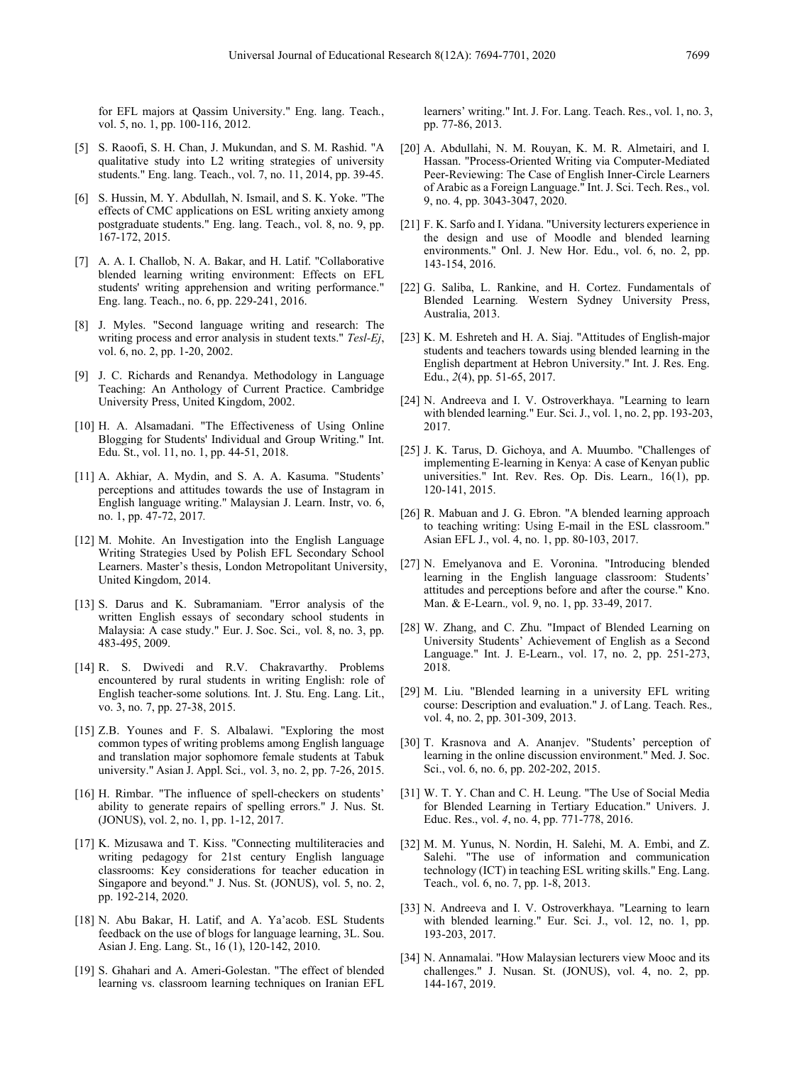for EFL majors at Qassim University." Eng. lang. Teach., vol. 5, no. 1, pp. 100-116, 2012.

[5] S. Raoofi, S. H. Chan, J. Mukundan, and S. M. Rashid. "A qualitative study into L2 writing strategies of university students." Eng. lang. Teach., vol. 7, no. 11, 2014, pp. 39-45.

[6] S. Hussin, M. Y. Abdullah, N. Ismail, and S. K. Yoke. "The effects of CMC applications on ESL writing anxiety among postgraduate students." Eng. lang. Teach., vol. 8, no. 9, pp. 167-172, 2015.

[7] A. A. I. Challob, N. A. Bakar, and H. Latif. "Collaborative blended learning writing environment: Effects on EFL students' writing apprehension and writing performance." Eng. lang. Teach., no. 6, pp. 229-241, 2016.

[8] J. Myles. "Second language writing and research: The writing process and error analysis in student texts." *Tesl-Ej*, vol. 6, no. 2, pp. 1-20, 2002.

[9] J. C. Richards and Renandya. Methodology in Language Teaching: An Anthology of Current Practice. Cambridge University Press, United Kingdom, 2002.

[10] H. A. Alsamadani. "The Effectiveness of Using Online Blogging for Students' Individual and Group Writing." Int. Edu. St., vol. 11, no. 1, pp. 44-51, 2018.

[11] A. Akhiar, A. Mydin, and S. A. A. Kasuma. "Students' perceptions and attitudes towards the use of Instagram in English language writing." Malaysian J. Learn. Instr, vo. 6, no. 1, pp. 47-72, 2017.

[12] M. Mohite. An Investigation into the English Language Writing Strategies Used by Polish EFL Secondary School Learners. Master's thesis, London Metropolitant University, United Kingdom, 2014.

[13] S. Darus and K. Subramaniam. "Error analysis of the written English essays of secondary school students in Malaysia: A case study." Eur. J. Soc. Sci., vol. 8, no. 3, pp. 483-495, 2009.

[14] R. S. Dwivedi and R.V. Chakravarthy. Problems encountered by rural students in writing English: role of English teacher-some solutions*.* Int. J. Stu. Eng. Lang. Lit., vo. 3, no. 7, pp. 27-38, 2015.

[15] Z.B. Younes and F. S. Albalawi. "Exploring the most common types of writing problems among English language and translation major sophomore female students at Tabuk university." Asian J. Appl. Sci., vol. 3, no. 2, pp. 7-26, 2015.

[16] H. Rimbar. "The influence of spell-checkers on students' ability to generate repairs of spelling errors." J. Nus. St. (JONUS), vol. 2, no. 1, pp. 1-12, 2017.

[17] K. Mizusawa and T. Kiss. "Connecting multiliteracies and writing pedagogy for 21st century English language classrooms: Key considerations for teacher education in Singapore and beyond." J. Nus. St. (JONUS), vol. 5, no. 2, pp. 192-214, 2020.

[18] N. Abu Bakar, H. Latif, and A. Ya'acob. ESL Students feedback on the use of blogs for language learning, 3L. Sou. Asian J. Eng. Lang. St., 16 (1), 120-142, 2010.

[19] S. Ghahari and A. Ameri-Golestan. "The effect of blended learning vs. classroom learning techniques on Iranian EFL learners' writing." Int. J. For. Lang. Teach. Res., vol. 1, no. 3, pp. 77-86, 2013.

[20] A. Abdullahi, N. M. Rouyan, K. M. R. Almetairi, and I. Hassan. "Process-Oriented Writing via Computer-Mediated Peer-Reviewing: The Case of English Inner-Circle Learners of Arabic as a Foreign Language." Int. J. Sci. Tech. Res., vol. 9, no. 4, pp. 3043-3047, 2020.

[21] F. K. Sarfo and I. Yidana. "University lecturers experience in the design and use of Moodle and blended learning environments." Onl. J. New Hor. Edu., vol. 6, no. 2, pp. 143-154, 2016.

[22] G. Saliba, L. Rankine, and H. Cortez. Fundamentals of Blended Learning*.* Western Sydney University Press, Australia, 2013.

[23] K. M. Eshreteh and H. A. Siaj. "Attitudes of English-major students and teachers towards using blended learning in the English department at Hebron University." Int. J. Res. Eng. Edu., *2*(4), pp. 51-65, 2017.

[24] N. Andreeva and I. V. Ostroverkhaya. "Learning to learn with blended learning." Eur. Sci. J., vol. 1, no. 2, pp. 193-203, 2017.

[25] J. K. Tarus, D. Gichoya, and A. Muumbo. "Challenges of implementing E-learning in Kenya: A case of Kenyan public universities." Int. Rev. Res. Op. Dis. Learn*.*, 16(1), pp. 120-141, 2015.

[26] R. Mabuan and J. G. Ebron. "A blended learning approach to teaching writing: Using E-mail in the ESL classroom." Asian EFL J., vol. 4, no. 1, pp. 80-103, 2017.

[27] N. Emelyanova and E. Voronina. "Introducing blended learning in the English language classroom: Students' attitudes and perceptions before and after the course." Kno. Man. & E-Learn., vol. 9, no. 1, pp. 33-49, 2017.

[28] W. Zhang, and C. Zhu. "Impact of Blended Learning on University Students' Achievement of English as a Second Language." Int. J. E-Learn., vol. 17, no. 2, pp. 251-273, 2018.

[29] M. Liu. "Blended learning in a university EFL writing course: Description and evaluation." J. of Lang. Teach. Res., vol. 4, no. 2, pp. 301-309, 2013.

[30] T. Krasnova and A. Ananjev. "Students' perception of learning in the online discussion environment." Med. J. Soc. Sci., vol. 6, no. 6, pp. 202-202, 2015.

[31] W. T. Y. Chan and C. H. Leung. "The Use of Social Media for Blended Learning in Tertiary Education." Univers. J. Educ. Res., vol. *4*, no. 4, pp. 771-778, 2016.

[32] M. M. Yunus, N. Nordin, H. Salehi, M. A. Embi, and Z. Salehi. "The use of information and communication technology (ICT) in teaching ESL writing skills." Eng. Lang. Teach., vol. 6, no. 7, pp. 1-8, 2013.

[33] N. Andreeva and I. V. Ostroverkhaya. "Learning to learn with blended learning." Eur. Sci. J., vol. 12, no. 1, pp. 193-203, 2017.

[34] N. Annamalai. "How Malaysian lecturers view Mooc and its challenges." J. Nusan. St. (JONUS), vol. 4, no. 2, pp. 144-167, 2019.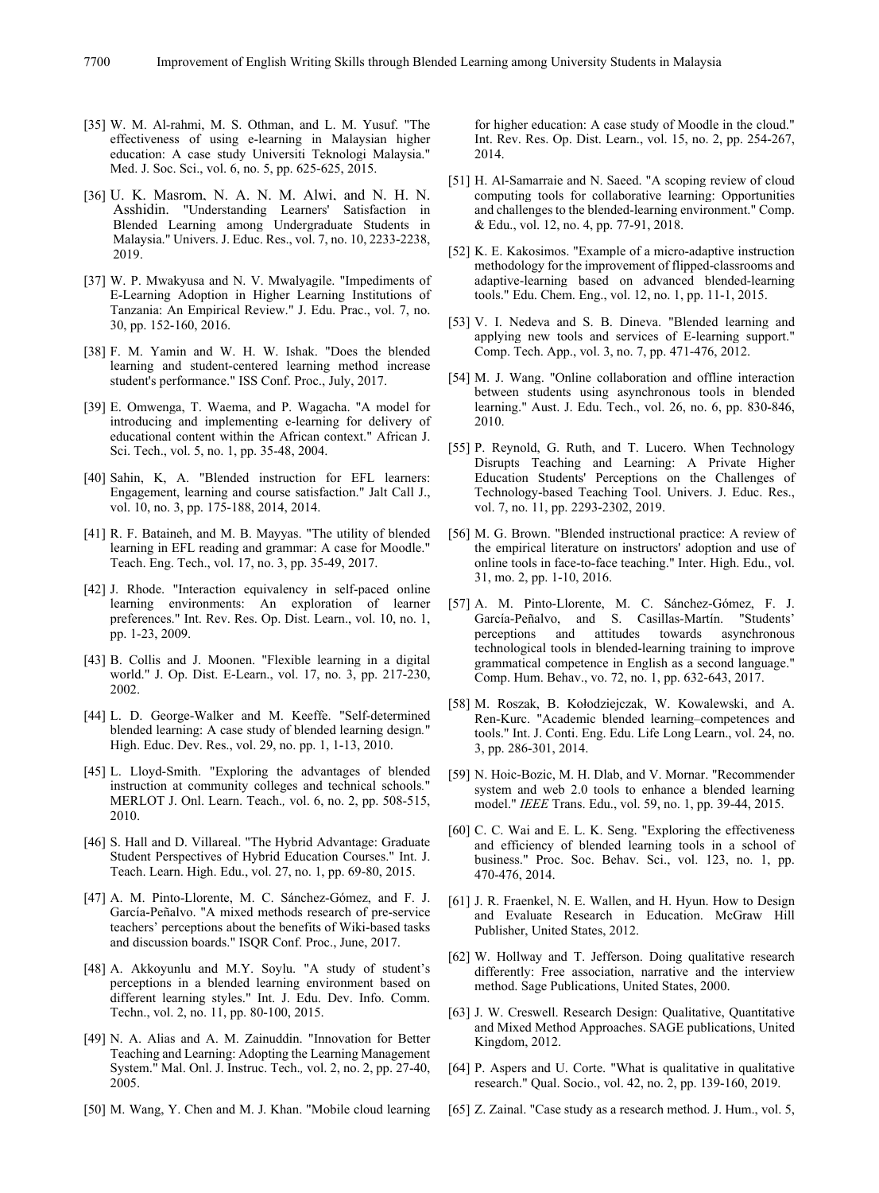[35] W. M. Al-rahmi, M. S. Othman, and L. M. Yusuf. "The effectiveness of using e-learning in Malaysian higher education: A case study Universiti Teknologi Malaysia." Med. J. Soc. Sci., vol. 6, no. 5, pp. 625-625, 2015.

[36] U. K. Masrom, N. A. N. M. Alwi, and N. H. N. Asshidin. "Understanding Learners' Satisfaction in Blended Learning among Undergraduate Students in Malaysia." Univers. J. Educ. Res., vol. 7, no. 10, 2233-2238, 2019.

[37] W. P. Mwakyusa and N. V. Mwalyagile. "Impediments of E-Learning Adoption in Higher Learning Institutions of Tanzania: An Empirical Review." J. Edu. Prac., vol. 7, no. 30, pp. 152-160, 2016.

[38] F. M. Yamin and W. H. W. Ishak. "Does the blended learning and student-centered learning method increase student's performance." ISS Conf. Proc., July, 2017.

[39] E. Omwenga, T. Waema, and P. Wagacha. "A model for introducing and implementing e-learning for delivery of educational content within the African context." African J. Sci. Tech., vol. 5, no. 1, pp. 35-48, 2004.

[40] Sahin, K, A. "Blended instruction for EFL learners: Engagement, learning and course satisfaction." Jalt Call J., vol. 10, no. 3, pp. 175-188, 2014, 2014.

[41] R. F. Bataineh, and M. B. Mayyas. "The utility of blended learning in EFL reading and grammar: A case for Moodle." Teach. Eng. Tech., vol. 17, no. 3, pp. 35-49, 2017.

[42] J. Rhode. "Interaction equivalency in self-paced online learning environments: An exploration of learner preferences." Int. Rev. Res. Op. Dist. Learn., vol. 10, no. 1, pp. 1-23, 2009.

[43] B. Collis and J. Moonen. "Flexible learning in a digital world." J. Op. Dist. E-Learn., vol. 17, no. 3, pp. 217-230, 2002.

[44] L. D. George-Walker and M. Keeffe. "Self-determined blended learning: A case study of blended learning design." High. Educ. Dev. Res., vol. 29, no. pp. 1, 1-13, 2010.

[45] L. Lloyd-Smith. "Exploring the advantages of blended instruction at community colleges and technical schools." MERLOT J. Onl. Learn. Teach., vol. 6, no. 2, pp. 508-515, 2010.

[46] S. Hall and D. Villareal. "The Hybrid Advantage: Graduate Student Perspectives of Hybrid Education Courses." Int. J. Teach. Learn. High. Edu., vol. 27, no. 1, pp. 69-80, 2015.

[47] A. M. Pinto-Llorente, M. C. Sánchez-Gómez, and F. J. García-Peñalvo. "A mixed methods research of pre-service teachers' perceptions about the benefits of Wiki-based tasks and discussion boards." ISQR Conf. Proc., June, 2017.

[48] A. Akkoyunlu and M.Y. Soylu. "A study of student's perceptions in a blended learning environment based on different learning styles." Int. J. Edu. Dev. Info. Comm. Techn., vol. 2, no. 11, pp. 80-100, 2015.

[49] N. A. Alias and A. M. Zainuddin. "Innovation for Better Teaching and Learning: Adopting the Learning Management System." Mal. Onl. J. Instruc. Tech., vol. 2, no. 2, pp. 27-40, 2005.

[50] M. Wang, Y. Chen and M. J. Khan. "Mobile cloud learning for higher education: A case study of Moodle in the cloud." Int. Rev. Res. Op. Dist. Learn., vol. 15, no. 2, pp. 254-267, 2014.

[51] H. Al-Samarraie and N. Saeed. "A scoping review of cloud computing tools for collaborative learning: Opportunities and challenges to the blended-learning environment." Comp. & Edu., vol. 12, no. 4, pp. 77-91, 2018.

[52] K. E. Kakosimos. "Example of a micro-adaptive instruction methodology for the improvement of flipped-classrooms and adaptive-learning based on advanced blended-learning tools." Edu. Chem. Eng., vol. 12, no. 1, pp. 11-1, 2015.

[53] V. I. Nedeva and S. B. Dineva. "Blended learning and applying new tools and services of E-learning support." Comp. Tech. App., vol. 3, no. 7, pp. 471-476, 2012.

[54] M. J. Wang. "Online collaboration and offline interaction between students using asynchronous tools in blended learning." Aust. J. Edu. Tech., vol. 26, no. 6, pp. 830-846, 2010.

[55] P. Reynold, G. Ruth, and T. Lucero. When Technology Disrupts Teaching and Learning: A Private Higher Education Students' Perceptions on the Challenges of Technology-based Teaching Tool. Univers. J. Educ. Res., vol. 7, no. 11, pp. 2293-2302, 2019.

[56] M. G. Brown. "Blended instructional practice: A review of the empirical literature on instructors' adoption and use of online tools in face-to-face teaching." Inter. High. Edu., vol. 31, mo. 2, pp. 1-10, 2016.

[57] A. M. Pinto-Llorente, M. C. Sánchez-Gómez, F. J. García-Peñalvo, and S. Casillas-Martín. "Students' perceptions and attitudes towards asynchronous technological tools in blended-learning training to improve grammatical competence in English as a second language." Comp. Hum. Behav., vo. 72, no. 1, pp. 632-643, 2017.

[58] M. Roszak, B. Kołodziejczak, W. Kowalewski, and A. Ren-Kurc. "Academic blended learning–competences and tools." Int. J. Conti. Eng. Edu. Life Long Learn., vol. 24, no. 3, pp. 286-301, 2014.

[59] N. Hoic-Bozic, M. H. Dlab, and V. Mornar. "Recommender system and web 2.0 tools to enhance a blended learning model." *IEEE* Trans. Edu., vol. 59, no. 1, pp. 39-44, 2015.

[60] C. C. Wai and E. L. K. Seng. "Exploring the effectiveness and efficiency of blended learning tools in a school of business." Proc. Soc. Behav. Sci., vol. 123, no. 1, pp. 470-476, 2014.

[61] J. R. Fraenkel, N. E. Wallen, and H. Hyun. How to Design and Evaluate Research in Education. McGraw Hill Publisher, United States, 2012.

[62] W. Hollway and T. Jefferson. Doing qualitative research differently: Free association, narrative and the interview method. Sage Publications, United States, 2000.

[63] J. W. Creswell. Research Design: Qualitative, Quantitative and Mixed Method Approaches. SAGE publications, United Kingdom, 2012.

[64] P. Aspers and U. Corte. "What is qualitative in qualitative research." Qual. Socio., vol. 42, no. 2, pp. 139-160, 2019.

[65] Z. Zainal. "Case study as a research method. J. Hum., vol. 5,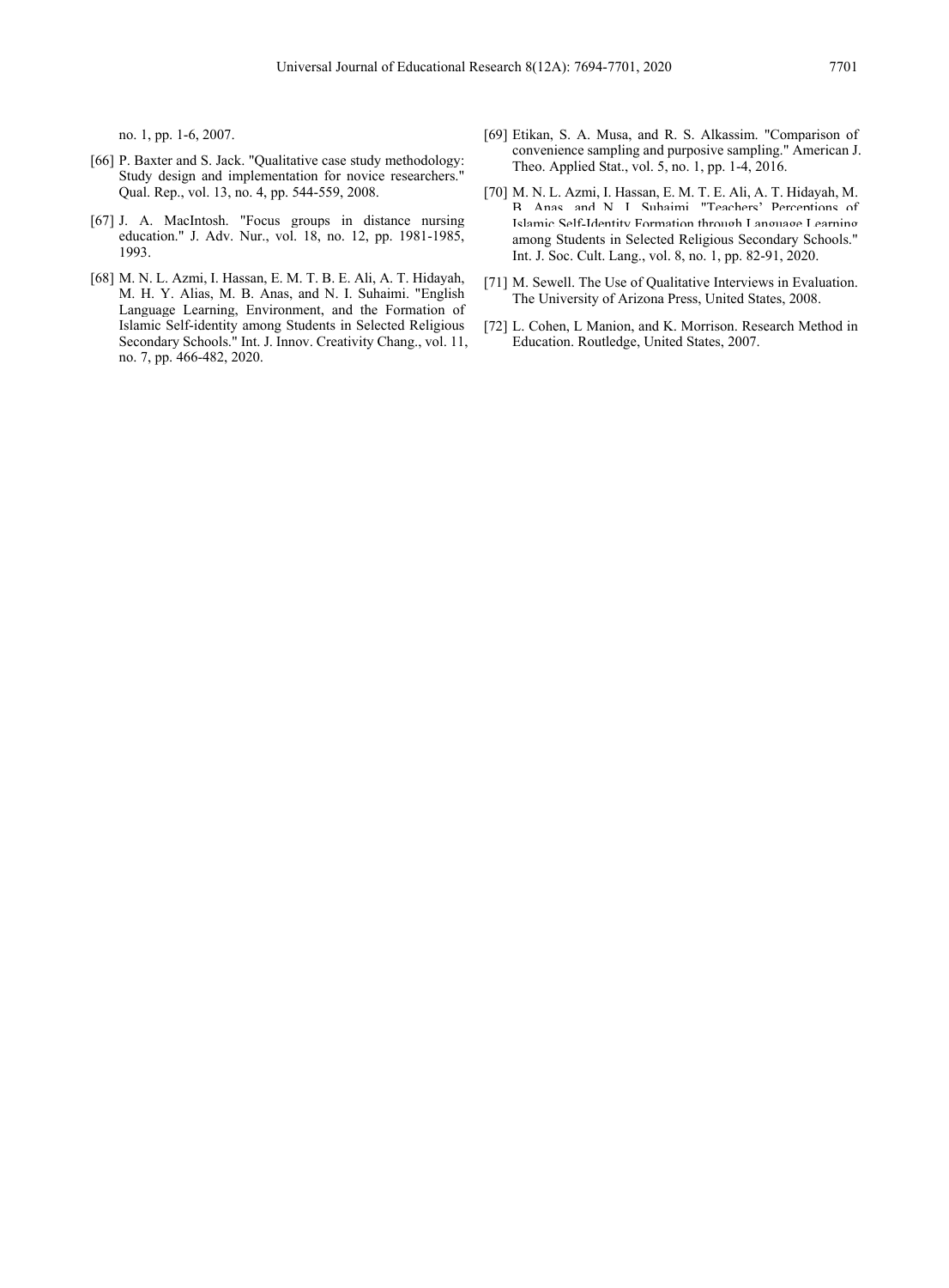no. 1, pp. 1-6, 2007.

[66] P. Baxter and S. Jack. "Qualitative case study methodology: Study design and implementation for novice researchers." Qual. Rep., vol. 13, no. 4, pp. 544-559, 2008.

[67] J. A. MacIntosh. "Focus groups in distance nursing education." J. Adv. Nur., vol. 18, no. 12, pp. 1981-1985, 1993.

[68] M. N. L. Azmi, I. Hassan, E. M. T. B. E. Ali, A. T. Hidayah, M. H. Y. Alias, M. B. Anas, and N. I. Suhaimi. "English Language Learning, Environment, and the Formation of Islamic Self-identity among Students in Selected Religious Secondary Schools." Int. J. Innov. Creativity Chang., vol. 11, no. 7, pp. 466-482, 2020.

[69] Etikan, S. A. Musa, and R. S. Alkassim. "Comparison of convenience sampling and purposive sampling." American J. Theo. Applied Stat., vol. 5, no. 1, pp. 1-4, 2016.

[70] M. N. L. Azmi, I. Hassan, E. M. T. E. Ali, A. T. Hidayah, M. B. Anas, and N. I. Suhaimi. "Teachers' Perceptions of Islamic Self-Identity Formation through Language Learning among Students in Selected Religious Secondary Schools." Int. J. Soc. Cult. Lang., vol. 8, no. 1, pp. 82-91, 2020.

[71] M. Sewell. The Use of Qualitative Interviews in Evaluation. The University of Arizona Press, United States, 2008.

[72] L. Cohen, L Manion, and K. Morrison. Research Method in Education. Routledge, United States, 2007.